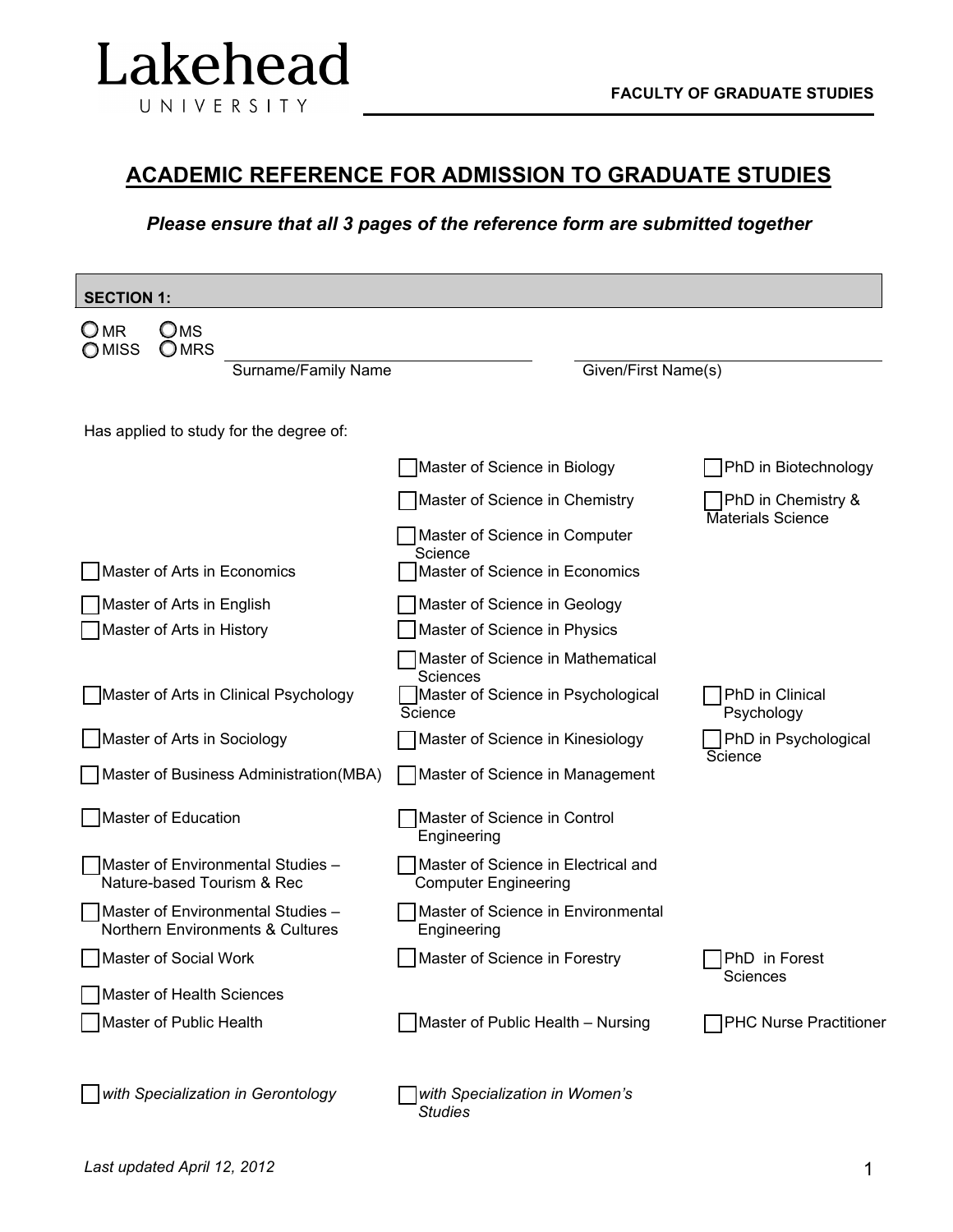Lakehead UNIVERSITY

FACULTY OF GRADUATE STUDIES

# ACADEMIC REFERENCE FOR ADMISSION TO GRADUATE STUDIES

***Please ensure that all 3 pages of the reference form are submitted together***

## SECTION 1:

○ MR ○ MS
○ MISS ○ MRS

Surname/Family Name ____________________ Given/First Name(s) ____________________

Has applied to study for the degree of:

| | | |
|---|---|---|
| | ☐ Master of Science in Biology | ☐ PhD in Biotechnology |
| | ☐ Master of Science in Chemistry | ☐ PhD in Chemistry & Materials Science |
| | ☐ Master of Science in Computer Science | |
| ☐ Master of Arts in Economics | ☐ Master of Science in Economics | |
| ☐ Master of Arts in English | ☐ Master of Science in Geology | |
| ☐ Master of Arts in History | ☐ Master of Science in Physics | |
| | ☐ Master of Science in Mathematical Sciences | |
| ☐ Master of Arts in Clinical Psychology | ☐ Master of Science in Psychological Science | ☐ PhD in Clinical Psychology |
| ☐ Master of Arts in Sociology | ☐ Master of Science in Kinesiology | ☐ PhD in Psychological Science |
| ☐ Master of Business Administration(MBA) | ☐ Master of Science in Management | |
| ☐ Master of Education | ☐ Master of Science in Control Engineering | |
| ☐ Master of Environmental Studies – Nature-based Tourism & Rec | ☐ Master of Science in Electrical and Computer Engineering | |
| ☐ Master of Environmental Studies – Northern Environments & Cultures | ☐ Master of Science in Environmental Engineering | |
| ☐ Master of Social Work | ☐ Master of Science in Forestry | ☐ PhD in Forest Sciences |
| ☐ Master of Health Sciences | | |
| ☐ Master of Public Health | ☐ Master of Public Health – Nursing | ☐ PHC Nurse Practitioner |
| ☐ *with Specialization in Gerontology* | ☐ *with Specialization in Women's Studies* | |

*Last updated April 12, 2012*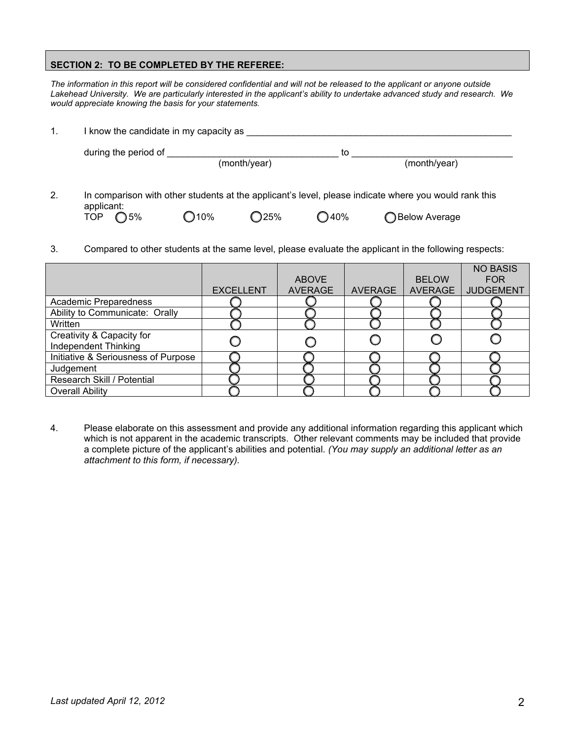**SECTION 2: TO BE COMPLETED BY THE REFEREE:**

*The information in this report will be considered confidential and will not be released to the applicant or anyone outside Lakehead University. We are particularly interested in the applicant's ability to undertake advanced study and research. We would appreciate knowing the basis for your statements.*

1. I know the candidate in my capacity as ______________________________________________________

   during the period of _________________________________ to ______________________________
   (month/year) (month/year)

2. In comparison with other students at the applicant's level, please indicate where you would rank this applicant:
   TOP ◯ 5% ◯ 10% ◯ 25% ◯ 40% ◯ Below Average

3. Compared to other students at the same level, please evaluate the applicant in the following respects:

| | EXCELLENT | ABOVE AVERAGE | AVERAGE | BELOW AVERAGE | NO BASIS FOR JUDGEMENT |
|---|---|---|---|---|---|
| Academic Preparedness | ◯ | ◯ | ◯ | ◯ | ◯ |
| Ability to Communicate: Orally | ◯ | ◯ | ◯ | ◯ | ◯ |
| Written | ◯ | ◯ | ◯ | ◯ | ◯ |
| Creativity & Capacity for Independent Thinking | ◯ | ◯ | ◯ | ◯ | ◯ |
| Initiative & Seriousness of Purpose | ◯ | ◯ | ◯ | ◯ | ◯ |
| Judgement | ◯ | ◯ | ◯ | ◯ | ◯ |
| Research Skill / Potential | ◯ | ◯ | ◯ | ◯ | ◯ |
| Overall Ability | ◯ | ◯ | ◯ | ◯ | ◯ |

4. Please elaborate on this assessment and provide any additional information regarding this applicant which which is not apparent in the academic transcripts. Other relevant comments may be included that provide a complete picture of the applicant's abilities and potential. *(You may supply an additional letter as an attachment to this form, if necessary).*

*Last updated April 12, 2012*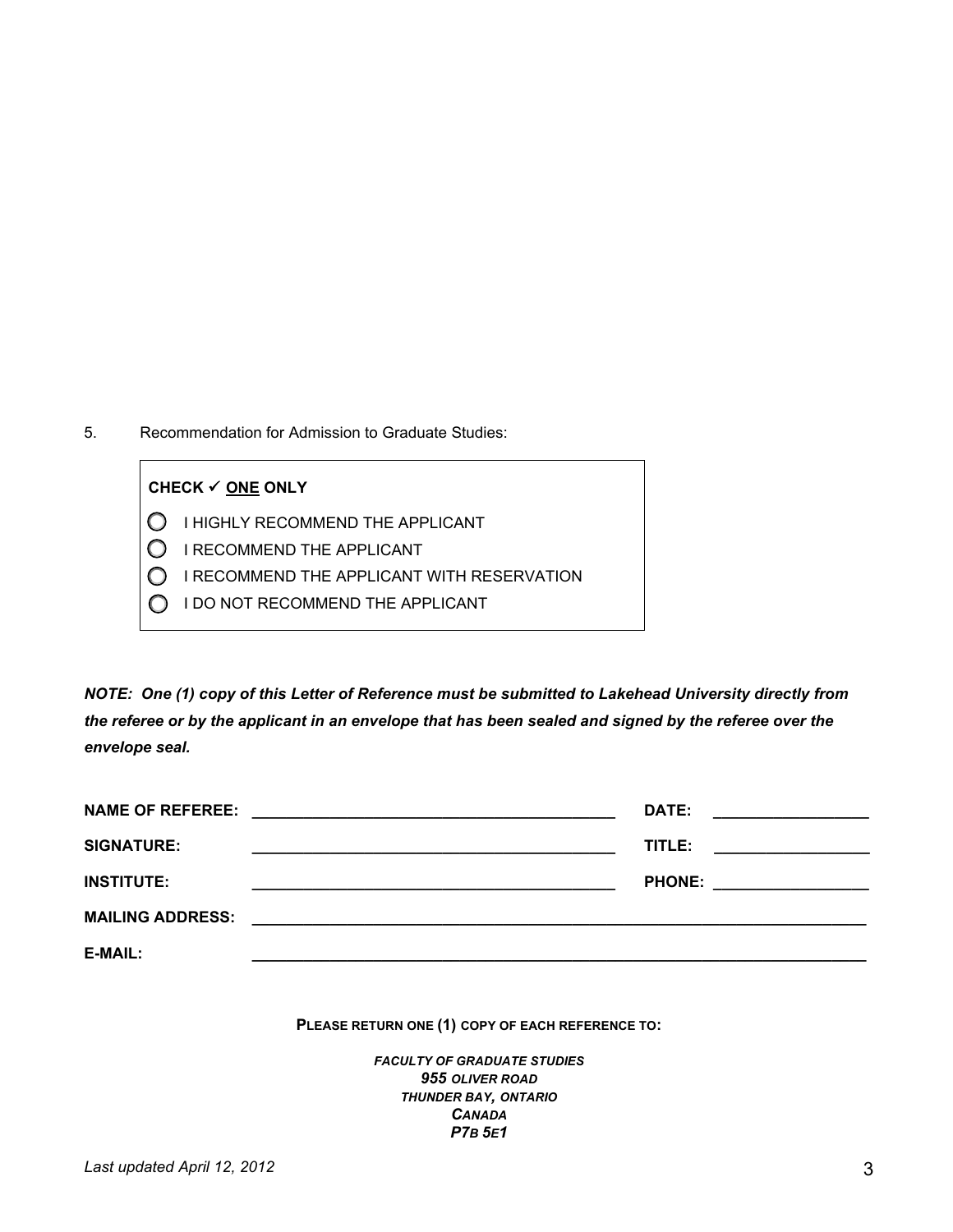5. Recommendation for Admission to Graduate Studies:

**CHECK ✓ ONE ONLY**

- ◯ I HIGHLY RECOMMEND THE APPLICANT
- ◯ I RECOMMEND THE APPLICANT
- ◯ I RECOMMEND THE APPLICANT WITH RESERVATION
- ◯ I DO NOT RECOMMEND THE APPLICANT

***NOTE: One (1) copy of this Letter of Reference must be submitted to Lakehead University directly from the referee or by the applicant in an envelope that has been sealed and signed by the referee over the envelope seal.***

**NAME OF REFEREE:** ________________________________________ **DATE:** ________________

**SIGNATURE:** ________________________________________ **TITLE:** ________________

**INSTITUTE:** ________________________________________ **PHONE:** ________________

**MAILING ADDRESS:** ____________________________________________________________________

**E-MAIL:** ____________________________________________________________________

**PLEASE RETURN ONE (1) COPY OF EACH REFERENCE TO:**

***FACULTY OF GRADUATE STUDIES***
***955 OLIVER ROAD***
***THUNDER BAY, ONTARIO***
***CANADA***
***P7B 5E1***

*Last updated April 12, 2012*